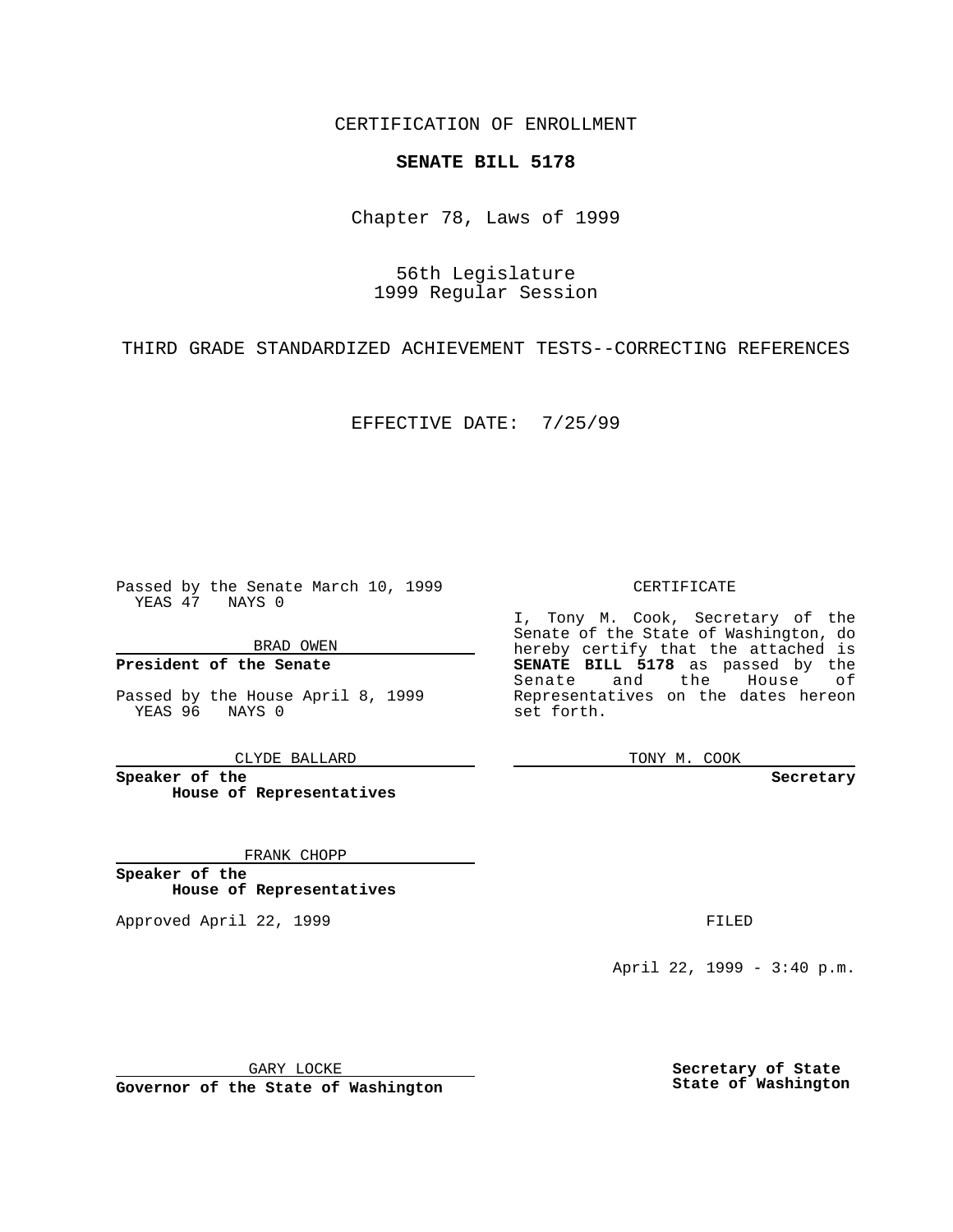CERTIFICATION OF ENROLLMENT

**SENATE BILL 5178**

Chapter 78, Laws of 1999

56th Legislature
1999 Regular Session

THIRD GRADE STANDARDIZED ACHIEVEMENT TESTS--CORRECTING REFERENCES

EFFECTIVE DATE: 7/25/99

Passed by the Senate March 10, 1999
YEAS 47 NAYS 0

BRAD OWEN

**President of the Senate**

Passed by the House April 8, 1999
YEAS 96 NAYS 0

CLYDE BALLARD

**Speaker of the House of Representatives**

FRANK CHOPP

**Speaker of the House of Representatives**

Approved April 22, 1999

GARY LOCKE

**Governor of the State of Washington**

CERTIFICATE

I, Tony M. Cook, Secretary of the Senate of the State of Washington, do hereby certify that the attached is **SENATE BILL 5178** as passed by the Senate and the House of Representatives on the dates hereon set forth.

TONY M. COOK

**Secretary**

FILED

April 22, 1999 - 3:40 p.m.

**Secretary of State**
**State of Washington**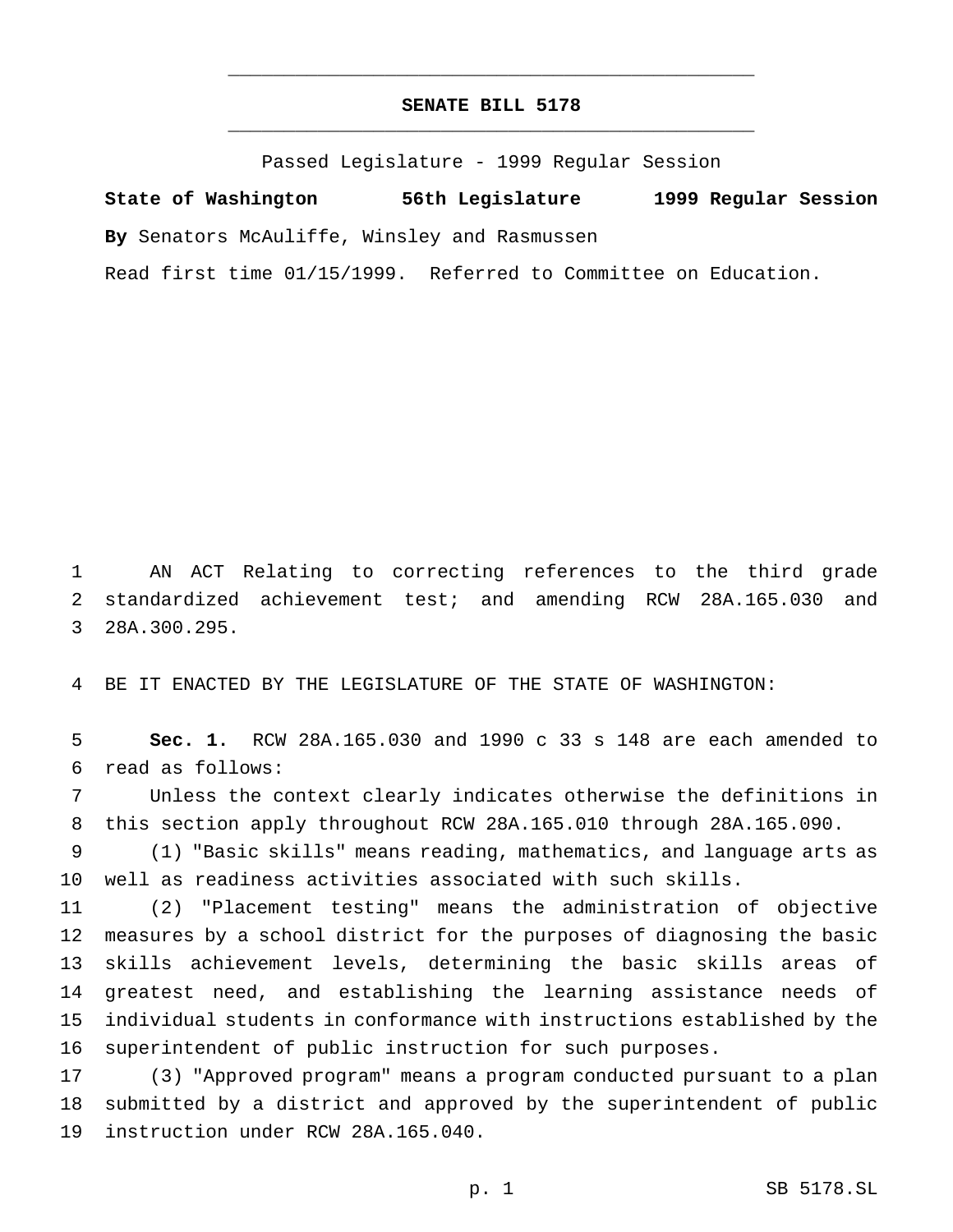# SENATE BILL 5178

Passed Legislature - 1999 Regular Session

**State of Washington 56th Legislature 1999 Regular Session**

**By** Senators McAuliffe, Winsley and Rasmussen

Read first time 01/15/1999. Referred to Committee on Education.

1 AN ACT Relating to correcting references to the third grade
2 standardized achievement test; and amending RCW 28A.165.030 and
3 28A.300.295.

4 BE IT ENACTED BY THE LEGISLATURE OF THE STATE OF WASHINGTON:

5 **Sec. 1.** RCW 28A.165.030 and 1990 c 33 s 148 are each amended to
6 read as follows:

7 Unless the context clearly indicates otherwise the definitions in
8 this section apply throughout RCW 28A.165.010 through 28A.165.090.

9 (1) "Basic skills" means reading, mathematics, and language arts as
10 well as readiness activities associated with such skills.

11 (2) "Placement testing" means the administration of objective
12 measures by a school district for the purposes of diagnosing the basic
13 skills achievement levels, determining the basic skills areas of
14 greatest need, and establishing the learning assistance needs of
15 individual students in conformance with instructions established by the
16 superintendent of public instruction for such purposes.

17 (3) "Approved program" means a program conducted pursuant to a plan
18 submitted by a district and approved by the superintendent of public
19 instruction under RCW 28A.165.040.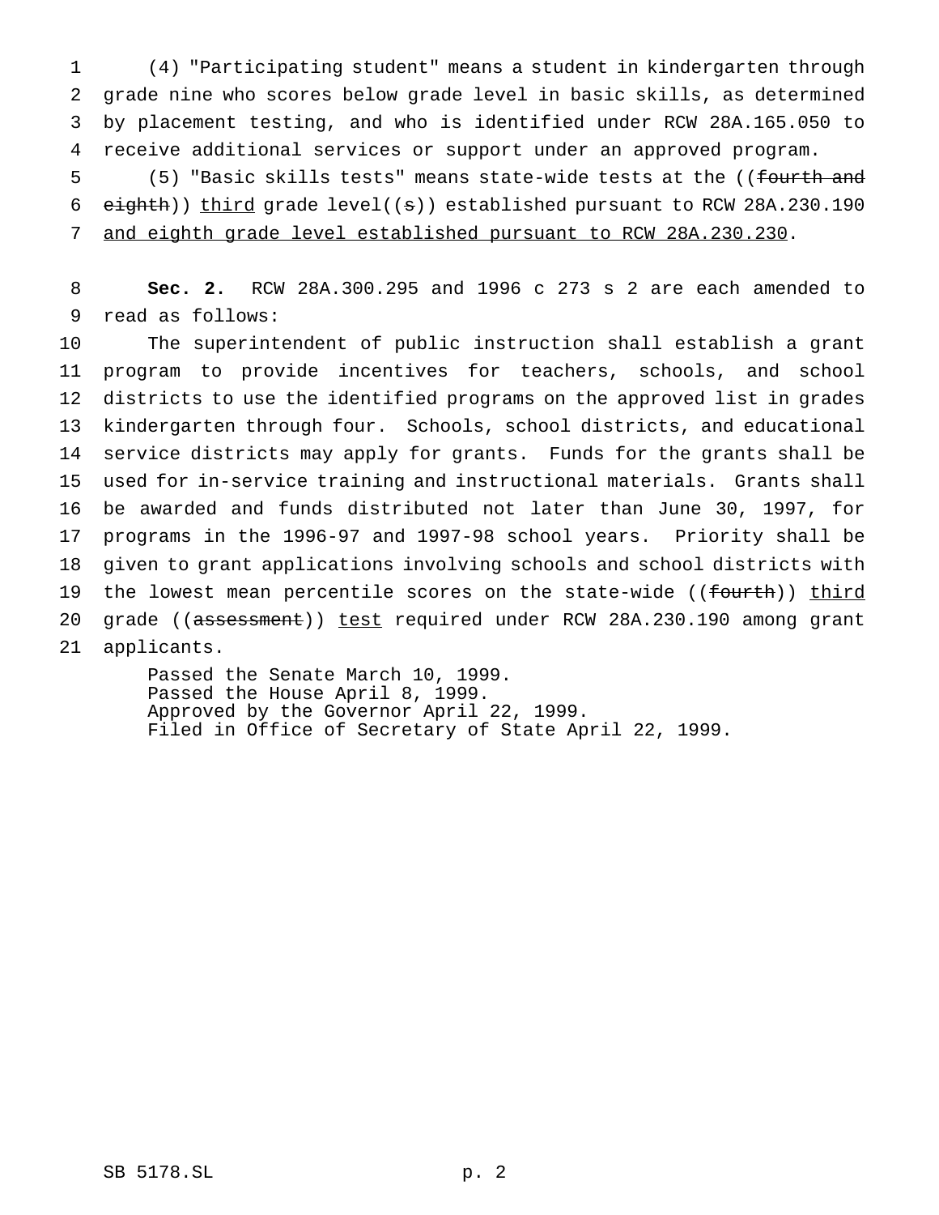(4) "Participating student" means a student in kindergarten through grade nine who scores below grade level in basic skills, as determined by placement testing, and who is identified under RCW 28A.165.050 to receive additional services or support under an approved program.

(5) "Basic skills tests" means state-wide tests at the ((~~fourth and eighth~~)) <u>third</u> grade level((~~s~~)) established pursuant to RCW 28A.230.190 <u>and eighth grade level established pursuant to RCW 28A.230.230</u>.

**Sec. 2.** RCW 28A.300.295 and 1996 c 273 s 2 are each amended to read as follows:

The superintendent of public instruction shall establish a grant program to provide incentives for teachers, schools, and school districts to use the identified programs on the approved list in grades kindergarten through four. Schools, school districts, and educational service districts may apply for grants. Funds for the grants shall be used for in-service training and instructional materials. Grants shall be awarded and funds distributed not later than June 30, 1997, for programs in the 1996-97 and 1997-98 school years. Priority shall be given to grant applications involving schools and school districts with the lowest mean percentile scores on the state-wide ((~~fourth~~)) <u>third</u> grade ((~~assessment~~)) <u>test</u> required under RCW 28A.230.190 among grant applicants.

Passed the Senate March 10, 1999.
Passed the House April 8, 1999.
Approved by the Governor April 22, 1999.
Filed in Office of Secretary of State April 22, 1999.